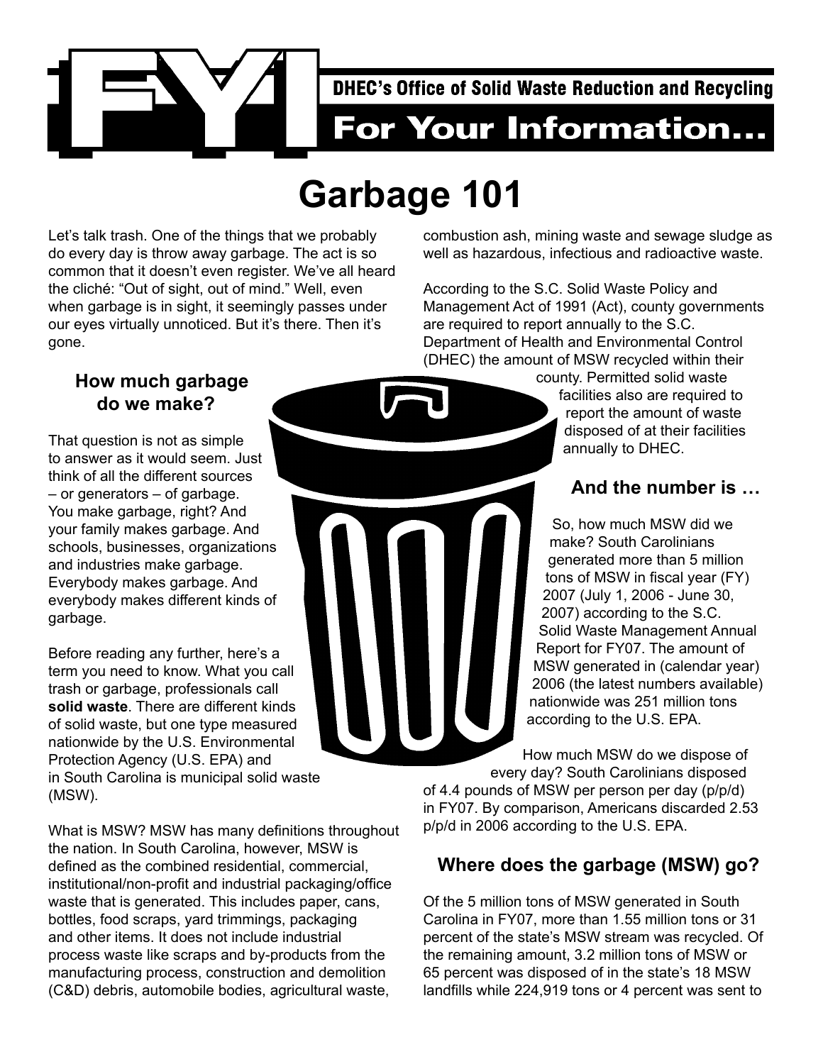DHEC's Office of Solid Waste Reduction and Recycling

**FYI — For Your Information...**

# Garbage 101

Let's talk trash. One of the things that we probably do every day is throw away garbage. The act is so common that it doesn't even register. We've all heard the cliché: "Out of sight, out of mind." Well, even when garbage is in sight, it seemingly passes under our eyes virtually unnoticed. But it's there. Then it's gone.

## How much garbage do we make?

That question is not as simple to answer as it would seem. Just think of all the different sources – or generators – of garbage. You make garbage, right? And your family makes garbage. And schools, businesses, organizations and industries make garbage. Everybody makes garbage. And everybody makes different kinds of garbage.

Before reading any further, here's a term you need to know. What you call trash or garbage, professionals call **solid waste**. There are different kinds of solid waste, but one type measured nationwide by the U.S. Environmental Protection Agency (U.S. EPA) and in South Carolina is municipal solid waste (MSW).

What is MSW? MSW has many definitions throughout the nation. In South Carolina, however, MSW is defined as the combined residential, commercial, institutional/non-profit and industrial packaging/office waste that is generated. This includes paper, cans, bottles, food scraps, yard trimmings, packaging and other items. It does not include industrial process waste like scraps and by-products from the manufacturing process, construction and demolition (C&D) debris, automobile bodies, agricultural waste, combustion ash, mining waste and sewage sludge as well as hazardous, infectious and radioactive waste.

According to the S.C. Solid Waste Policy and Management Act of 1991 (Act), county governments are required to report annually to the S.C. Department of Health and Environmental Control (DHEC) the amount of MSW recycled within their county. Permitted solid waste facilities also are required to report the amount of waste disposed of at their facilities annually to DHEC.

## And the number is …

So, how much MSW did we make? South Carolinians generated more than 5 million tons of MSW in fiscal year (FY) 2007 (July 1, 2006 - June 30, 2007) according to the S.C. Solid Waste Management Annual Report for FY07. The amount of MSW generated in (calendar year) 2006 (the latest numbers available) nationwide was 251 million tons according to the U.S. EPA.

How much MSW do we dispose of every day? South Carolinians disposed of 4.4 pounds of MSW per person per day (p/p/d) in FY07. By comparison, Americans discarded 2.53 p/p/d in 2006 according to the U.S. EPA.

## Where does the garbage (MSW) go?

Of the 5 million tons of MSW generated in South Carolina in FY07, more than 1.55 million tons or 31 percent of the state's MSW stream was recycled. Of the remaining amount, 3.2 million tons of MSW or 65 percent was disposed of in the state's 18 MSW landfills while 224,919 tons or 4 percent was sent to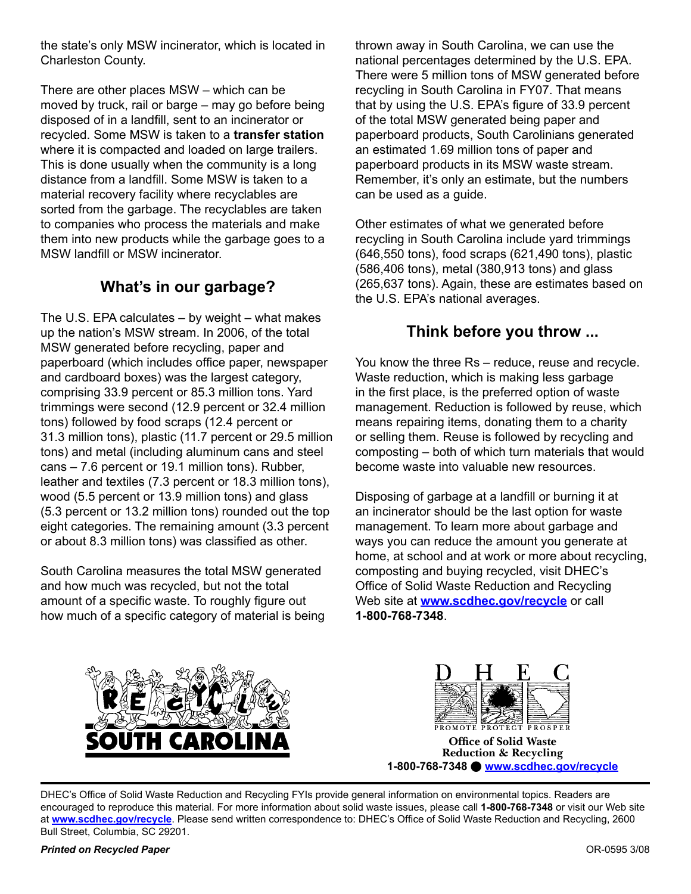the state's only MSW incinerator, which is located in Charleston County.

There are other places MSW – which can be moved by truck, rail or barge – may go before being disposed of in a landfill, sent to an incinerator or recycled. Some MSW is taken to a **transfer station** where it is compacted and loaded on large trailers. This is done usually when the community is a long distance from a landfill. Some MSW is taken to a material recovery facility where recyclables are sorted from the garbage. The recyclables are taken to companies who process the materials and make them into new products while the garbage goes to a MSW landfill or MSW incinerator.

## What's in our garbage?

The U.S. EPA calculates – by weight – what makes up the nation's MSW stream. In 2006, of the total MSW generated before recycling, paper and paperboard (which includes office paper, newspaper and cardboard boxes) was the largest category, comprising 33.9 percent or 85.3 million tons. Yard trimmings were second (12.9 percent or 32.4 million tons) followed by food scraps (12.4 percent or 31.3 million tons), plastic (11.7 percent or 29.5 million tons) and metal (including aluminum cans and steel cans – 7.6 percent or 19.1 million tons). Rubber, leather and textiles (7.3 percent or 18.3 million tons), wood (5.5 percent or 13.9 million tons) and glass (5.3 percent or 13.2 million tons) rounded out the top eight categories. The remaining amount (3.3 percent or about 8.3 million tons) was classified as other.

South Carolina measures the total MSW generated and how much was recycled, but not the total amount of a specific waste. To roughly figure out how much of a specific category of material is being thrown away in South Carolina, we can use the national percentages determined by the U.S. EPA. There were 5 million tons of MSW generated before recycling in South Carolina in FY07. That means that by using the U.S. EPA's figure of 33.9 percent of the total MSW generated being paper and paperboard products, South Carolinians generated an estimated 1.69 million tons of paper and paperboard products in its MSW waste stream. Remember, it's only an estimate, but the numbers can be used as a guide.

Other estimates of what we generated before recycling in South Carolina include yard trimmings (646,550 tons), food scraps (621,490 tons), plastic (586,406 tons), metal (380,913 tons) and glass (265,637 tons). Again, these are estimates based on the U.S. EPA's national averages.

## Think before you throw ...

You know the three Rs – reduce, reuse and recycle. Waste reduction, which is making less garbage in the first place, is the preferred option of waste management. Reduction is followed by reuse, which means repairing items, donating them to a charity or selling them. Reuse is followed by recycling and composting – both of which turn materials that would become waste into valuable new resources.

Disposing of garbage at a landfill or burning it at an incinerator should be the last option for waste management. To learn more about garbage and ways you can reduce the amount you generate at home, at school and at work or more about recycling, composting and buying recycled, visit DHEC's Office of Solid Waste Reduction and Recycling Web site at **www.scdhec.gov/recycle** or call **1-800-768-7348**.

RECYCLE SOUTH CAROLINA

DHEC
PROMOTE PROTECT PROSPER
**Office of Solid Waste Reduction & Recycling**
**1-800-768-7348** ● **www.scdhec.gov/recycle**

---

DHEC's Office of Solid Waste Reduction and Recycling FYIs provide general information on environmental topics. Readers are encouraged to reproduce this material. For more information about solid waste issues, please call **1-800-768-7348** or visit our Web site at **www.scdhec.gov/recycle**. Please send written correspondence to: DHEC's Office of Solid Waste Reduction and Recycling, 2600 Bull Street, Columbia, SC 29201.

***Printed on Recycled Paper***

OR-0595 3/08